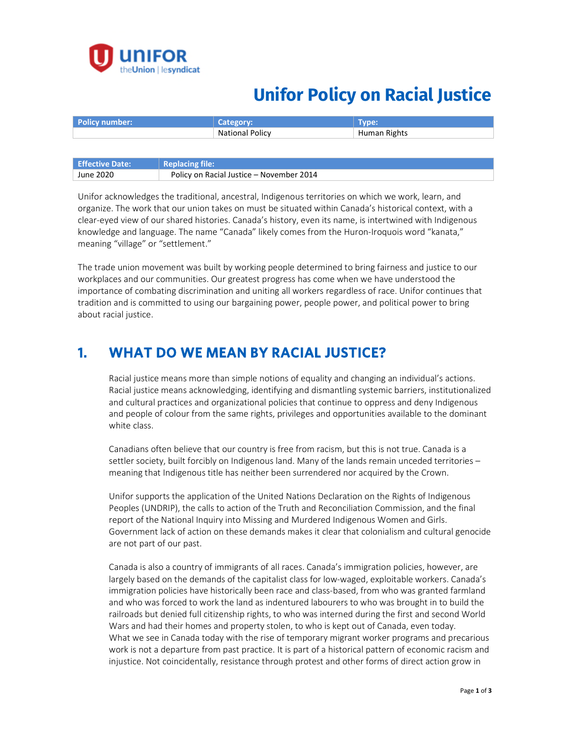UNIFOR theUnion | lesyndicat

# Unifor Policy on Racial Justice

| Policy number: | Category: | Type: |
|---|---|---|
| | National Policy | Human Rights |

| Effective Date: | Replacing file: |
|---|---|
| June 2020 | Policy on Racial Justice – November 2014 |

Unifor acknowledges the traditional, ancestral, Indigenous territories on which we work, learn, and organize. The work that our union takes on must be situated within Canada's historical context, with a clear-eyed view of our shared histories. Canada's history, even its name, is intertwined with Indigenous knowledge and language. The name "Canada" likely comes from the Huron-Iroquois word "kanata," meaning "village" or "settlement."

The trade union movement was built by working people determined to bring fairness and justice to our workplaces and our communities. Our greatest progress has come when we have understood the importance of combating discrimination and uniting all workers regardless of race. Unifor continues that tradition and is committed to using our bargaining power, people power, and political power to bring about racial justice.

## 1. WHAT DO WE MEAN BY RACIAL JUSTICE?

Racial justice means more than simple notions of equality and changing an individual's actions. Racial justice means acknowledging, identifying and dismantling systemic barriers, institutionalized and cultural practices and organizational policies that continue to oppress and deny Indigenous and people of colour from the same rights, privileges and opportunities available to the dominant white class.

Canadians often believe that our country is free from racism, but this is not true. Canada is a settler society, built forcibly on Indigenous land. Many of the lands remain unceded territories – meaning that Indigenous title has neither been surrendered nor acquired by the Crown.

Unifor supports the application of the United Nations Declaration on the Rights of Indigenous Peoples (UNDRIP), the calls to action of the Truth and Reconciliation Commission, and the final report of the National Inquiry into Missing and Murdered Indigenous Women and Girls. Government lack of action on these demands makes it clear that colonialism and cultural genocide are not part of our past.

Canada is also a country of immigrants of all races. Canada's immigration policies, however, are largely based on the demands of the capitalist class for low-waged, exploitable workers. Canada's immigration policies have historically been race and class-based, from who was granted farmland and who was forced to work the land as indentured labourers to who was brought in to build the railroads but denied full citizenship rights, to who was interned during the first and second World Wars and had their homes and property stolen, to who is kept out of Canada, even today. What we see in Canada today with the rise of temporary migrant worker programs and precarious work is not a departure from past practice. It is part of a historical pattern of economic racism and injustice. Not coincidentally, resistance through protest and other forms of direct action grow in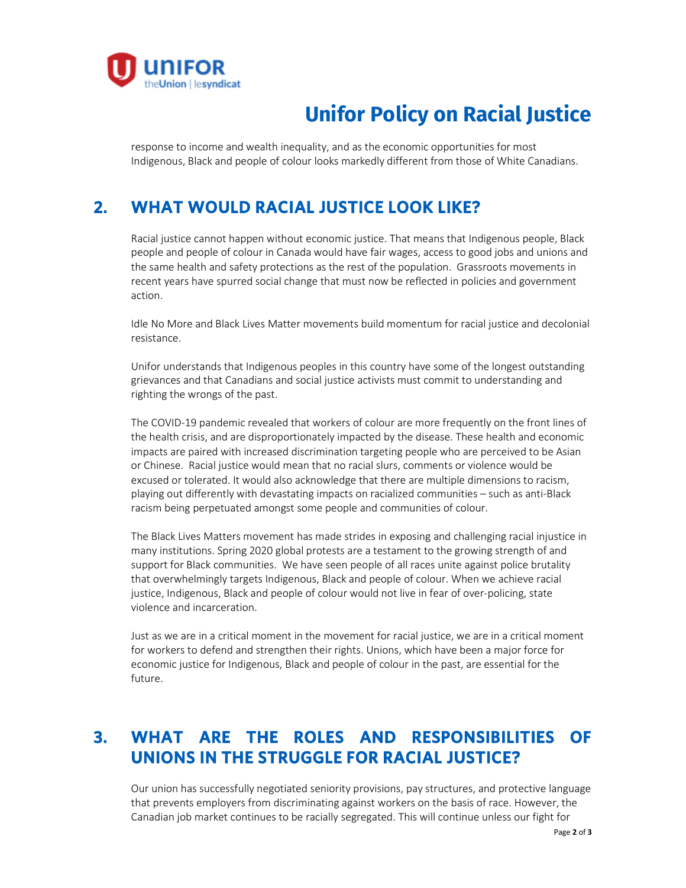response to income and wealth inequality, and as the economic opportunities for most Indigenous, Black and people of colour looks markedly different from those of White Canadians.

## 2. WHAT WOULD RACIAL JUSTICE LOOK LIKE?

Racial justice cannot happen without economic justice. That means that Indigenous people, Black people and people of colour in Canada would have fair wages, access to good jobs and unions and the same health and safety protections as the rest of the population. Grassroots movements in recent years have spurred social change that must now be reflected in policies and government action.

Idle No More and Black Lives Matter movements build momentum for racial justice and decolonial resistance.

Unifor understands that Indigenous peoples in this country have some of the longest outstanding grievances and that Canadians and social justice activists must commit to understanding and righting the wrongs of the past.

The COVID-19 pandemic revealed that workers of colour are more frequently on the front lines of the health crisis, and are disproportionately impacted by the disease. These health and economic impacts are paired with increased discrimination targeting people who are perceived to be Asian or Chinese. Racial justice would mean that no racial slurs, comments or violence would be excused or tolerated. It would also acknowledge that there are multiple dimensions to racism, playing out differently with devastating impacts on racialized communities – such as anti-Black racism being perpetuated amongst some people and communities of colour.

The Black Lives Matters movement has made strides in exposing and challenging racial injustice in many institutions. Spring 2020 global protests are a testament to the growing strength of and support for Black communities. We have seen people of all races unite against police brutality that overwhelmingly targets Indigenous, Black and people of colour. When we achieve racial justice, Indigenous, Black and people of colour would not live in fear of over-policing, state violence and incarceration.

Just as we are in a critical moment in the movement for racial justice, we are in a critical moment for workers to defend and strengthen their rights. Unions, which have been a major force for economic justice for Indigenous, Black and people of colour in the past, are essential for the future.

## 3. WHAT ARE THE ROLES AND RESPONSIBILITIES OF UNIONS IN THE STRUGGLE FOR RACIAL JUSTICE?

Our union has successfully negotiated seniority provisions, pay structures, and protective language that prevents employers from discriminating against workers on the basis of race. However, the Canadian job market continues to be racially segregated. This will continue unless our fight for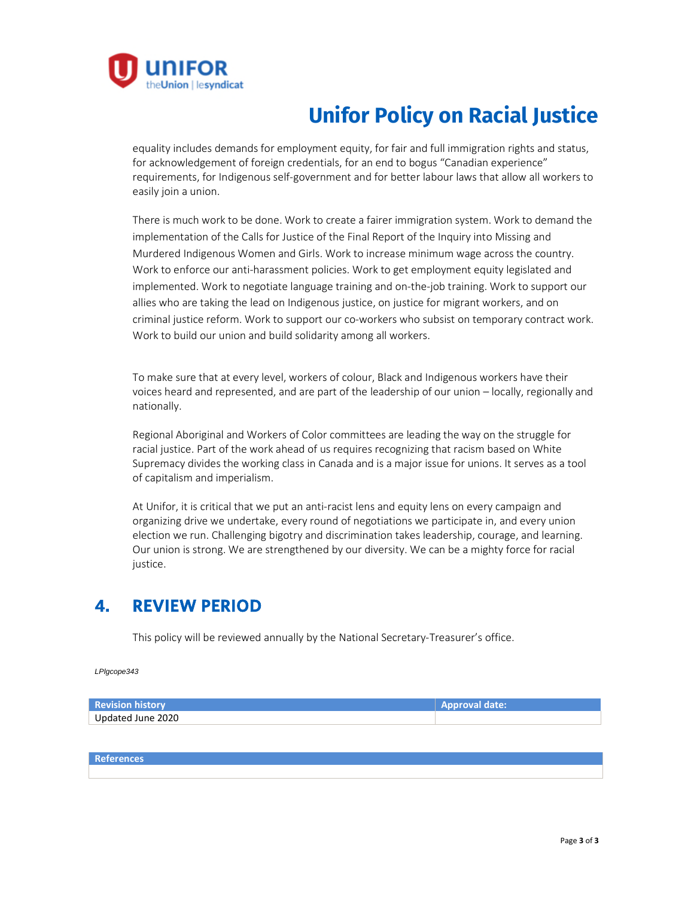equality includes demands for employment equity, for fair and full immigration rights and status, for acknowledgement of foreign credentials, for an end to bogus "Canadian experience" requirements, for Indigenous self-government and for better labour laws that allow all workers to easily join a union.

There is much work to be done. Work to create a fairer immigration system. Work to demand the implementation of the Calls for Justice of the Final Report of the Inquiry into Missing and Murdered Indigenous Women and Girls. Work to increase minimum wage across the country. Work to enforce our anti-harassment policies. Work to get employment equity legislated and implemented. Work to negotiate language training and on-the-job training. Work to support our allies who are taking the lead on Indigenous justice, on justice for migrant workers, and on criminal justice reform. Work to support our co-workers who subsist on temporary contract work. Work to build our union and build solidarity among all workers.

To make sure that at every level, workers of colour, Black and Indigenous workers have their voices heard and represented, and are part of the leadership of our union – locally, regionally and nationally.

Regional Aboriginal and Workers of Color committees are leading the way on the struggle for racial justice. Part of the work ahead of us requires recognizing that racism based on White Supremacy divides the working class in Canada and is a major issue for unions. It serves as a tool of capitalism and imperialism.

At Unifor, it is critical that we put an anti-racist lens and equity lens on every campaign and organizing drive we undertake, every round of negotiations we participate in, and every union election we run. Challenging bigotry and discrimination takes leadership, courage, and learning. Our union is strong. We are strengthened by our diversity. We can be a mighty force for racial justice.

## 4. REVIEW PERIOD

This policy will be reviewed annually by the National Secretary-Treasurer's office.

*LPlgcope343*

| Revision history | Approval date: |
|---|---|
| Updated June 2020 | |

| References |
|---|
| |